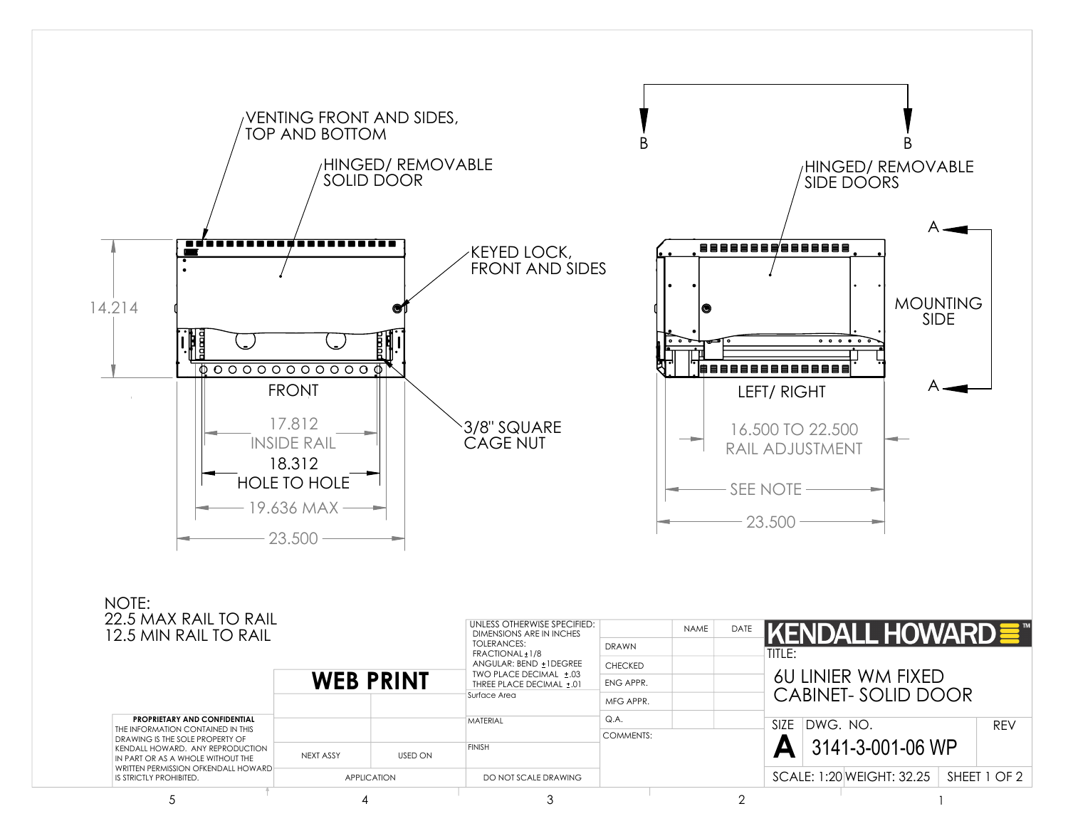VENTING FRONT AND SIDES, TOP AND BOTTOM

HINGED/ REMOVABLE SOLID DOOR

KEYED LOCK, FRONT AND SIDES

14.214

FRONT

17.812 INSIDE RAIL

18.312 HOLE TO HOLE

19.636 MAX

23.500

3/8" SQUARE CAGE NUT

B B

HINGED/ REMOVABLE SIDE DOORS

A

MOUNTING SIDE

A

LEFT/ RIGHT

16.500 TO 22.500 RAIL ADJUSTMENT

SEE NOTE

23.500

NOTE:
22.5 MAX RAIL TO RAIL
12.5 MIN RAIL TO RAIL

**PROPRIETARY AND CONFIDENTIAL**
THE INFORMATION CONTAINED IN THIS DRAWING IS THE SOLE PROPERTY OF KENDALL HOWARD. ANY REPRODUCTION IN PART OR AS A WHOLE WITHOUT THE WRITTEN PERMISSION OFKENDALL HOWARD IS STRICTLY PROHIBITED.

**WEB PRINT**

| NEXT ASSY | USED ON |
|---|---|
| APPLICATION | |

UNLESS OTHERWISE SPECIFIED:
DIMENSIONS ARE IN INCHES
TOLERANCES:
FRACTIONAL ±1/8
ANGULAR: BEND ±1DEGREE
TWO PLACE DECIMAL ±.03
THREE PLACE DECIMAL ±.01

Surface Area

MATERIAL

FINISH

DO NOT SCALE DRAWING

| | NAME | DATE |
|---|---|---|
| DRAWN | | |
| CHECKED | | |
| ENG APPR. | | |
| MFG APPR. | | |
| Q.A. | | |
| COMMENTS: | | |

KENDALL HOWARD™

TITLE:
6U LINIER WM FIXED CABINET- SOLID DOOR

| SIZE | DWG. NO. | REV |
|---|---|---|
| A | 3141-3-001-06 WP | |

SCALE: 1:20 WEIGHT: 32.25 SHEET 1 OF 2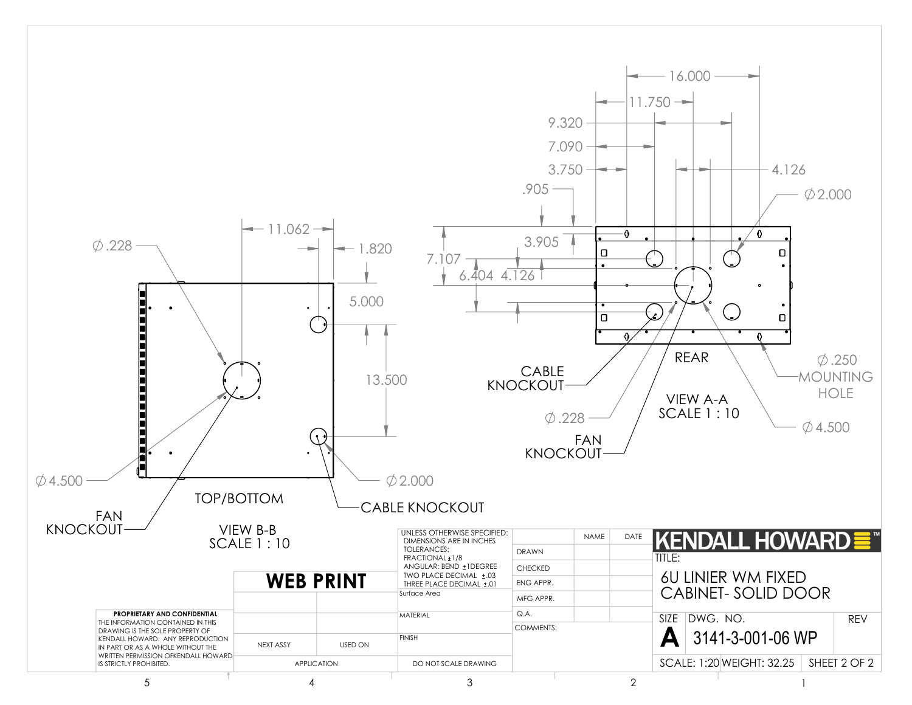## VIEW B-B (TOP/BOTTOM)

∅.228

11.062

1.820

5.000

13.500

∅4.500

∅2.000

FAN KNOCKOUT

CABLE KNOCKOUT

TOP/BOTTOM

VIEW B-B
SCALE 1 : 10

## VIEW A-A (REAR)

16.000

11.750

9.320

7.090

3.750

.905

4.126

∅2.000

7.107

3.905

6.404

4.126

CABLE KNOCKOUT

∅.228

FAN KNOCKOUT

REAR

VIEW A-A
SCALE 1 : 10

∅.250 MOUNTING HOLE

∅4.500

## Title Block

**WEB PRINT**

UNLESS OTHERWISE SPECIFIED:
DIMENSIONS ARE IN INCHES
TOLERANCES:
FRACTIONAL ±1/8
ANGULAR: BEND ±1DEGREE
TWO PLACE DECIMAL ±.03
THREE PLACE DECIMAL ±.01

Surface Area

MATERIAL

FINISH

DO NOT SCALE DRAWING

| | NAME | DATE |
|---|---|---|
| DRAWN | | |
| CHECKED | | |
| ENG APPR. | | |
| MFG APPR. | | |
| Q.A. | | |

COMMENTS:

| NEXT ASSY | USED ON |
|---|---|
| APPLICATION | |

**PROPRIETARY AND CONFIDENTIAL**
THE INFORMATION CONTAINED IN THIS DRAWING IS THE SOLE PROPERTY OF KENDALL HOWARD. ANY REPRODUCTION IN PART OR AS A WHOLE WITHOUT THE WRITTEN PERMISSION OFKENDALL HOWARD IS STRICTLY PROHIBITED.

KENDALL HOWARD™

TITLE:
6U LINIER WM FIXED CABINET- SOLID DOOR

| SIZE | DWG. NO. | REV |
|---|---|---|
| A | 3141-3-001-06 WP | |

SCALE: 1:20 | WEIGHT: 32.25 | SHEET 2 OF 2